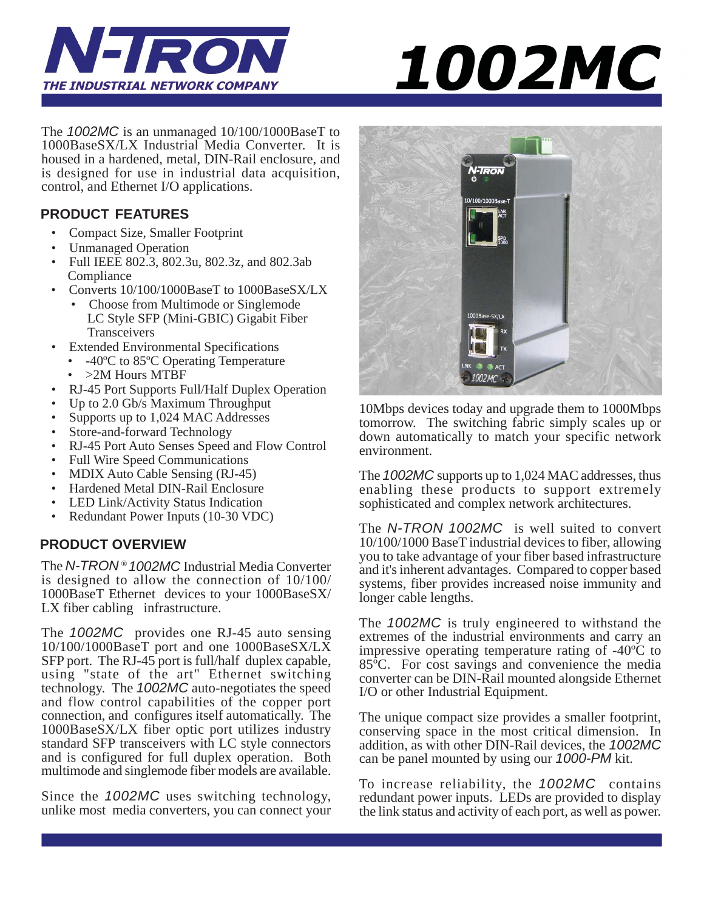# N-TRON

THE INDUSTRIAL NETWORK COMPANY

# 1002MC

The *1002MC* is an unmanaged 10/100/1000BaseT to 1000BaseSX/LX Industrial Media Converter. It is housed in a hardened, metal, DIN-Rail enclosure, and is designed for use in industrial data acquisition, control, and Ethernet I/O applications.

## PRODUCT FEATURES

- Compact Size, Smaller Footprint
- Unmanaged Operation
- Full IEEE 802.3, 802.3u, 802.3z, and 802.3ab Compliance
- Converts 10/100/1000BaseT to 1000BaseSX/LX
  - Choose from Multimode or Singlemode LC Style SFP (Mini-GBIC) Gigabit Fiber Transceivers
- Extended Environmental Specifications
  - -40ºC to 85ºC Operating Temperature
  - >2M Hours MTBF
- RJ-45 Port Supports Full/Half Duplex Operation
- Up to 2.0 Gb/s Maximum Throughput
- Supports up to 1,024 MAC Addresses
- Store-and-forward Technology
- RJ-45 Port Auto Senses Speed and Flow Control
- Full Wire Speed Communications
- MDIX Auto Cable Sensing (RJ-45)
- Hardened Metal DIN-Rail Enclosure
- LED Link/Activity Status Indication
- Redundant Power Inputs (10-30 VDC)

## PRODUCT OVERVIEW

The *N-TRON® 1002MC* Industrial Media Converter is designed to allow the connection of 10/100/1000BaseT Ethernet devices to your 1000BaseSX/LX fiber cabling infrastructure.

The *1002MC* provides one RJ-45 auto sensing 10/100/1000BaseT port and one 1000BaseSX/LX SFP port. The RJ-45 port is full/half duplex capable, using "state of the art" Ethernet switching technology. The *1002MC* auto-negotiates the speed and flow control capabilities of the copper port connection, and configures itself automatically. The 1000BaseSX/LX fiber optic port utilizes industry standard SFP transceivers with LC style connectors and is configured for full duplex operation. Both multimode and singlemode fiber models are available.

Since the *1002MC* uses switching technology, unlike most media converters, you can connect your 10Mbps devices today and upgrade them to 1000Mbps tomorrow. The switching fabric simply scales up or down automatically to match your specific network environment.

The *1002MC* supports up to 1,024 MAC addresses, thus enabling these products to support extremely sophisticated and complex network architectures.

The *N-TRON 1002MC* is well suited to convert 10/100/1000 BaseT industrial devices to fiber, allowing you to take advantage of your fiber based infrastructure and it's inherent advantages. Compared to copper based systems, fiber provides increased noise immunity and longer cable lengths.

The *1002MC* is truly engineered to withstand the extremes of the industrial environments and carry an impressive operating temperature rating of -40ºC to 85ºC. For cost savings and convenience the media converter can be DIN-Rail mounted alongside Ethernet I/O or other Industrial Equipment.

The unique compact size provides a smaller footprint, conserving space in the most critical dimension. In addition, as with other DIN-Rail devices, the *1002MC* can be panel mounted by using our *1000-PM* kit.

To increase reliability, the *1002MC* contains redundant power inputs. LEDs are provided to display the link status and activity of each port, as well as power.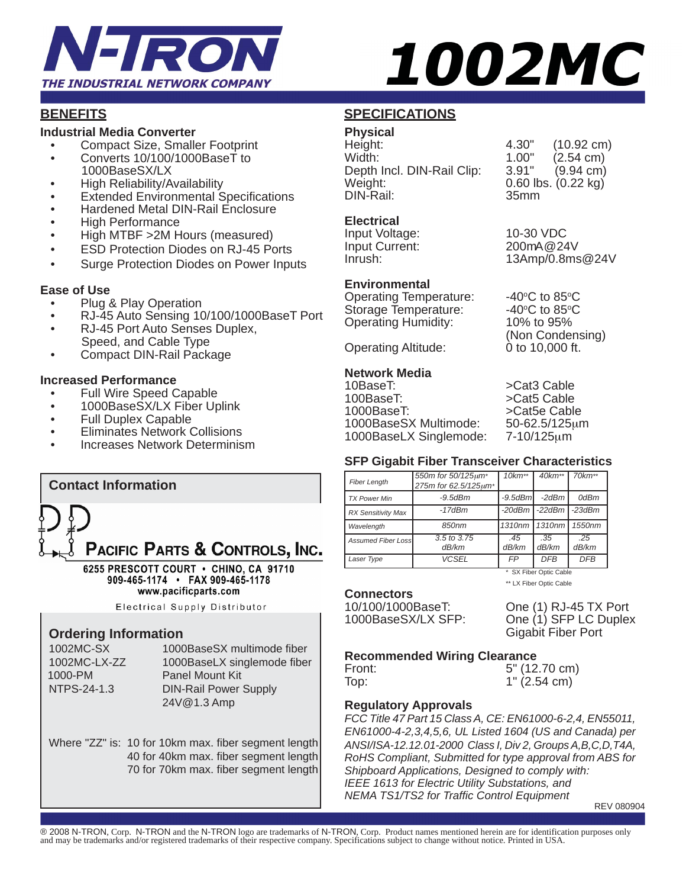# N-TRON

THE INDUSTRIAL NETWORK COMPANY

# 1002MC

## BENEFITS

### Industrial Media Converter

- Compact Size, Smaller Footprint
- Converts 10/100/1000BaseT to 1000BaseSX/LX
- High Reliability/Availability
- Extended Environmental Specifications
- Hardened Metal DIN-Rail Enclosure
- High Performance
- High MTBF >2M Hours (measured)
- ESD Protection Diodes on RJ-45 Ports
- Surge Protection Diodes on Power Inputs

### Ease of Use

- Plug & Play Operation
- RJ-45 Auto Sensing 10/100/1000BaseT Port
- RJ-45 Port Auto Senses Duplex, Speed, and Cable Type
- Compact DIN-Rail Package

### Increased Performance

- Full Wire Speed Capable
- 1000BaseSX/LX Fiber Uplink
- Full Duplex Capable
- Eliminates Network Collisions
- Increases Network Determinism

### Contact Information

PACIFIC PARTS & CONTROLS, INC.

6255 PRESCOTT COURT • CHINO, CA 91710
909-465-1174 • FAX 909-465-1178
www.pacificparts.com

Electrical Supply Distributor

### Ordering Information

| | |
|---|---|
| 1002MC-SX | 1000BaseSX multimode fiber |
| 1002MC-LX-ZZ | 1000BaseLX singlemode fiber |
| 1000-PM | Panel Mount Kit |
| NTPS-24-1.3 | DIN-Rail Power Supply 24V@1.3 Amp |

Where "ZZ" is: 10 for 10km max. fiber segment length
40 for 40km max. fiber segment length
70 for 70km max. fiber segment length

## SPECIFICATIONS

### Physical

| | |
|---|---|
| Height: | 4.30" (10.92 cm) |
| Width: | 1.00" (2.54 cm) |
| Depth Incl. DIN-Rail Clip: | 3.91" (9.94 cm) |
| Weight: | 0.60 lbs. (0.22 kg) |
| DIN-Rail: | 35mm |

### Electrical

| | |
|---|---|
| Input Voltage: | 10-30 VDC |
| Input Current: | 200mA@24V |
| Inrush: | 13Amp/0.8ms@24V |

### Environmental

| | |
|---|---|
| Operating Temperature: | -40°C to 85°C |
| Storage Temperature: | -40°C to 85°C |
| Operating Humidity: | 10% to 95% (Non Condensing) |
| Operating Altitude: | 0 to 10,000 ft. |

### Network Media

| | |
|---|---|
| 10BaseT: | >Cat3 Cable |
| 100BaseT: | >Cat5 Cable |
| 1000BaseT: | >Cat5e Cable |
| 1000BaseSX Multimode: | 50-62.5/125μm |
| 1000BaseLX Singlemode: | 7-10/125μm |

### SFP Gigabit Fiber Transceiver Characteristics

| | | | | |
|---|---|---|---|---|
| *Fiber Length* | *550m for 50/125μm\* 275m for 62.5/125μm\** | *10km\*\** | *40km\*\** | *70km\*\** |
| *TX Power Min* | *-9.5dBm* | *-9.5dBm* | *-2dBm* | *0dBm* |
| *RX Sensitivity Max* | *-17dBm* | *-20dBm* | *-22dBm* | *-23dBm* |
| *Wavelength* | *850nm* | *1310nm* | *1310nm* | *1550nm* |
| *Assumed Fiber Loss* | *3.5 to 3.75 dB/km* | *.45 dB/km* | *.35 dB/km* | *.25 dB/km* |
| *Laser Type* | *VCSEL* | *FP* | *DFB* | *DFB* |

\* SX Fiber Optic Cable
\*\* LX Fiber Optic Cable

### Connectors

| | |
|---|---|
| 10/100/1000BaseT: | One (1) RJ-45 TX Port |
| 1000BaseSX/LX SFP: | One (1) SFP LC Duplex Gigabit Fiber Port |

### Recommended Wiring Clearance

| | |
|---|---|
| Front: | 5" (12.70 cm) |
| Top: | 1" (2.54 cm) |

### Regulatory Approvals

*FCC Title 47 Part 15 Class A, CE: EN61000-6-2,4, EN55011, EN61000-4-2,3,4,5,6, UL Listed 1604 (US and Canada) per ANSI/ISA-12.12.01-2000 Class I, Div 2, Groups A,B,C,D,T4A, RoHS Compliant, Submitted for type approval from ABS for Shipboard Applications, Designed to comply with: IEEE 1613 for Electric Utility Substations, and NEMA TS1/TS2 for Traffic Control Equipment*

REV 080904

® 2008 N-TRON, Corp. N-TRON and the N-TRON logo are trademarks of N-TRON, Corp. Product names mentioned herein are for identification purposes only and may be trademarks and/or registered trademarks of their respective company. Specifications subject to change without notice. Printed in USA.